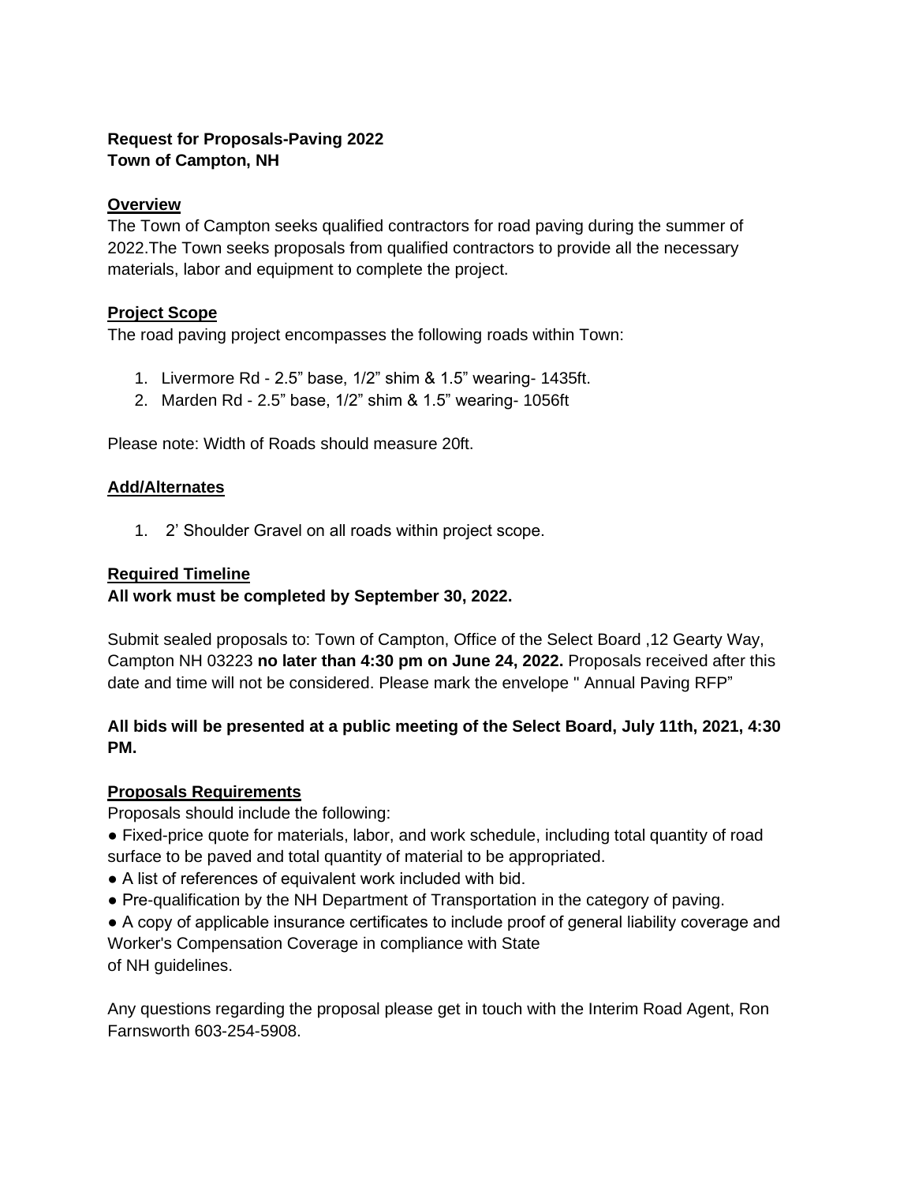**Request for Proposals-Paving 2022**
**Town of Campton, NH**

## Overview

The Town of Campton seeks qualified contractors for road paving during the summer of 2022.The Town seeks proposals from qualified contractors to provide all the necessary materials, labor and equipment to complete the project.

## Project Scope

The road paving project encompasses the following roads within Town:

1. Livermore Rd - 2.5" base, 1/2" shim & 1.5" wearing- 1435ft.
2. Marden Rd - 2.5" base, 1/2" shim & 1.5" wearing- 1056ft

Please note: Width of Roads should measure 20ft.

## Add/Alternates

1. 2' Shoulder Gravel on all roads within project scope.

## Required Timeline

**All work must be completed by September 30, 2022.**

Submit sealed proposals to: Town of Campton, Office of the Select Board ,12 Gearty Way, Campton NH 03223 **no later than 4:30 pm on June 24, 2022.** Proposals received after this date and time will not be considered. Please mark the envelope " Annual Paving RFP"

**All bids will be presented at a public meeting of the Select Board, July 11th, 2021, 4:30 PM.**

## Proposals Requirements

Proposals should include the following:

- Fixed-price quote for materials, labor, and work schedule, including total quantity of road surface to be paved and total quantity of material to be appropriated.
- A list of references of equivalent work included with bid.
- Pre-qualification by the NH Department of Transportation in the category of paving.
- A copy of applicable insurance certificates to include proof of general liability coverage and Worker's Compensation Coverage in compliance with State of NH guidelines.

Any questions regarding the proposal please get in touch with the Interim Road Agent, Ron Farnsworth 603-254-5908.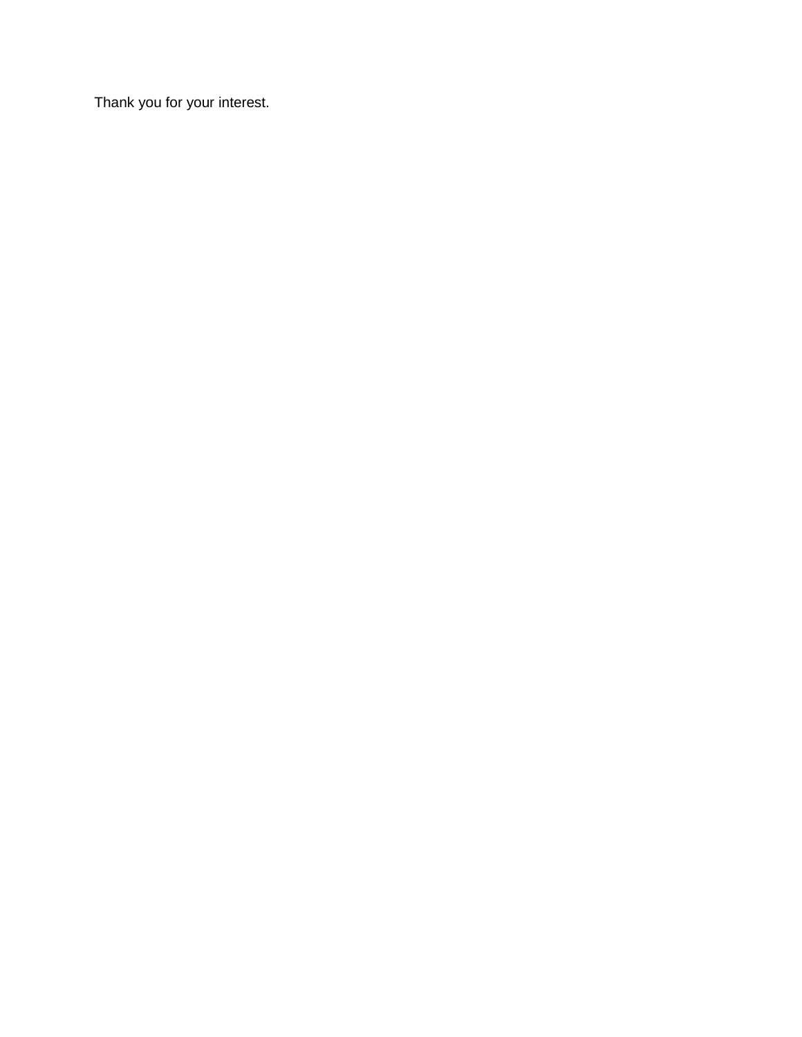Thank you for your interest.